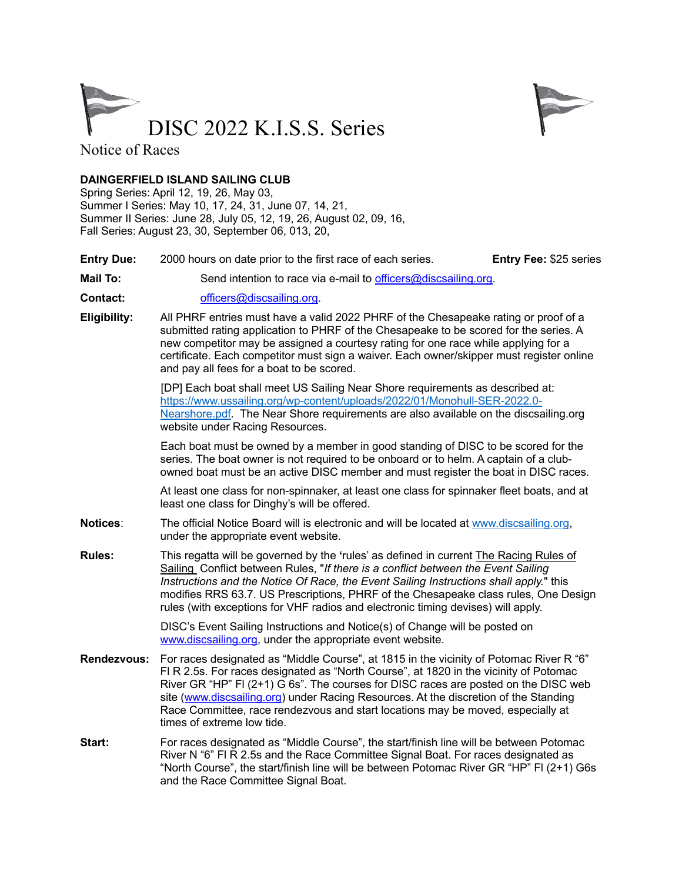# DISC 2022 K.I.S.S. Series

Notice of Races

**DAINGERFIELD ISLAND SAILING CLUB**
Spring Series: April 12, 19, 26, May 03,
Summer I Series: May 10, 17, 24, 31, June 07, 14, 21,
Summer II Series: June 28, July 05, 12, 19, 26, August 02, 09, 16,
Fall Series: August 23, 30, September 06, 013, 20,

**Entry Due:** 2000 hours on date prior to the first race of each series. **Entry Fee:** $25 series

**Mail To:** Send intention to race via e-mail to [officers@discsailing.org](mailto:officers@discsailing.org).

**Contact:** [officers@discsailing.org](mailto:officers@discsailing.org).

**Eligibility:** All PHRF entries must have a valid 2022 PHRF of the Chesapeake rating or proof of a submitted rating application to PHRF of the Chesapeake to be scored for the series. A new competitor may be assigned a courtesy rating for one race while applying for a certificate. Each competitor must sign a waiver. Each owner/skipper must register online and pay all fees for a boat to be scored.

[DP] Each boat shall meet US Sailing Near Shore requirements as described at: [https://www.ussailing.org/wp-content/uploads/2022/01/Monohull-SER-2022.0-Nearshore.pdf](https://www.ussailing.org/wp-content/uploads/2022/01/Monohull-SER-2022.0-Nearshore.pdf). The Near Shore requirements are also available on the discsailing.org website under Racing Resources.

Each boat must be owned by a member in good standing of DISC to be scored for the series. The boat owner is not required to be onboard or to helm. A captain of a club-owned boat must be an active DISC member and must register the boat in DISC races.

At least one class for non-spinnaker, at least one class for spinnaker fleet boats, and at least one class for Dinghy's will be offered.

**Notices**: The official Notice Board will is electronic and will be located at [www.discsailing.org](http://www.discsailing.org), under the appropriate event website.

**Rules:** This regatta will be governed by the **'**rules' as defined in current The Racing Rules of Sailing Conflict between Rules, "*If there is a conflict between the Event Sailing Instructions and the Notice Of Race, the Event Sailing Instructions shall apply.*" this modifies RRS 63.7. US Prescriptions, PHRF of the Chesapeake class rules, One Design rules (with exceptions for VHF radios and electronic timing devises) will apply.

DISC's Event Sailing Instructions and Notice(s) of Change will be posted on [www.discsailing.org](http://www.discsailing.org), under the appropriate event website.

**Rendezvous:** For races designated as "Middle Course", at 1815 in the vicinity of Potomac River R "6" Fl R 2.5s. For races designated as "North Course", at 1820 in the vicinity of Potomac River GR "HP" Fl (2+1) G 6s". The courses for DISC races are posted on the DISC web site ([www.discsailing.org](http://www.discsailing.org)) under Racing Resources. At the discretion of the Standing Race Committee, race rendezvous and start locations may be moved, especially at times of extreme low tide.

**Start:** For races designated as "Middle Course", the start/finish line will be between Potomac River N "6" Fl R 2.5s and the Race Committee Signal Boat. For races designated as "North Course", the start/finish line will be between Potomac River GR "HP" Fl (2+1) G6s and the Race Committee Signal Boat.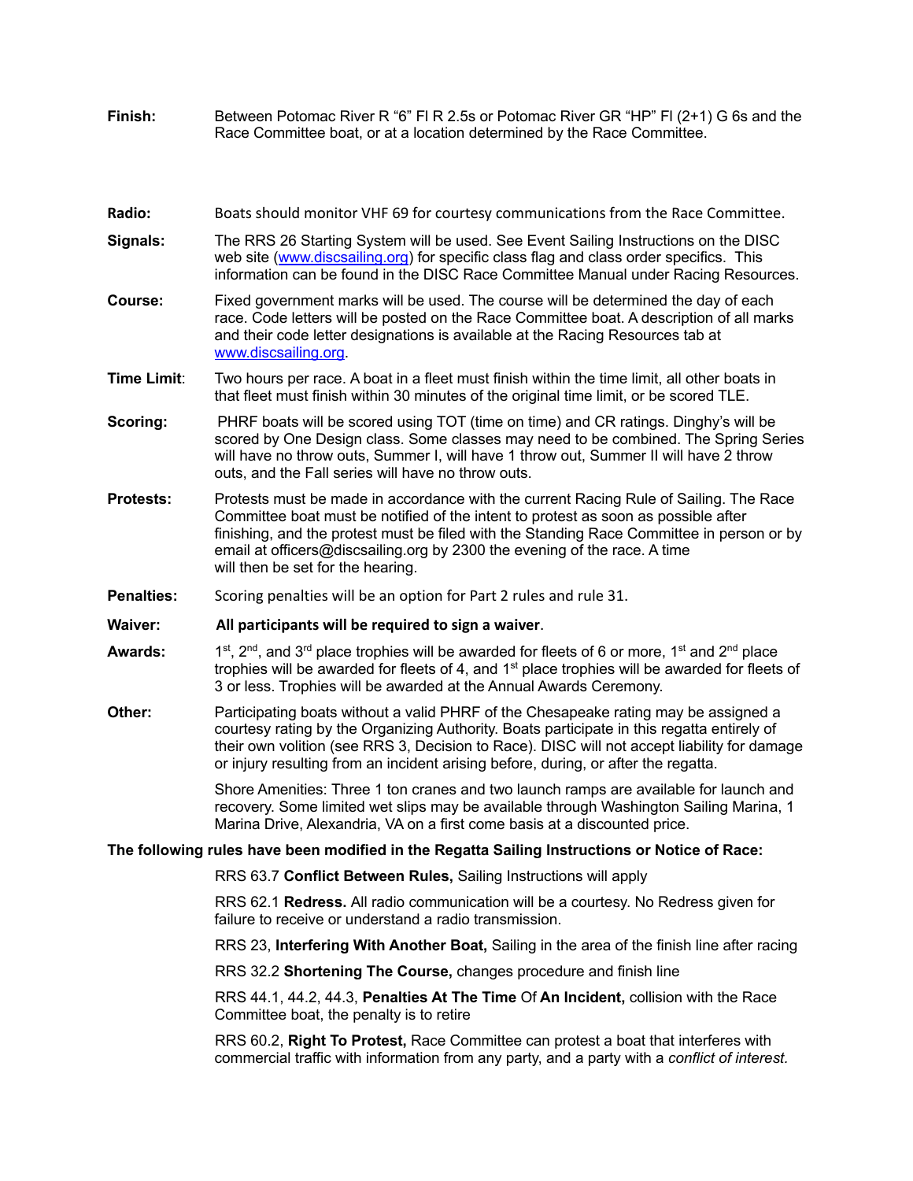**Finish:** Between Potomac River R “6” Fl R 2.5s or Potomac River GR “HP” Fl (2+1) G 6s and the Race Committee boat, or at a location determined by the Race Committee.

**Radio:** Boats should monitor VHF 69 for courtesy communications from the Race Committee.

**Signals:** The RRS 26 Starting System will be used. See Event Sailing Instructions on the DISC web site (www.discsailing.org) for specific class flag and class order specifics. This information can be found in the DISC Race Committee Manual under Racing Resources.

**Course:** Fixed government marks will be used. The course will be determined the day of each race. Code letters will be posted on the Race Committee boat. A description of all marks and their code letter designations is available at the Racing Resources tab at www.discsailing.org.

**Time Limit**: Two hours per race. A boat in a fleet must finish within the time limit, all other boats in that fleet must finish within 30 minutes of the original time limit, or be scored TLE.

**Scoring:** PHRF boats will be scored using TOT (time on time) and CR ratings. Dinghy’s will be scored by One Design class. Some classes may need to be combined. The Spring Series will have no throw outs, Summer I, will have 1 throw out, Summer II will have 2 throw outs, and the Fall series will have no throw outs.

**Protests:** Protests must be made in accordance with the current Racing Rule of Sailing. The Race Committee boat must be notified of the intent to protest as soon as possible after finishing, and the protest must be filed with the Standing Race Committee in person or by email at officers@discsailing.org by 2300 the evening of the race. A time will then be set for the hearing.

**Penalties:** Scoring penalties will be an option for Part 2 rules and rule 31.

**Waiver:** **All participants will be required to sign a waiver**.

**Awards:** 1st, 2nd, and 3rd place trophies will be awarded for fleets of 6 or more, 1st and 2nd place trophies will be awarded for fleets of 4, and 1st place trophies will be awarded for fleets of 3 or less. Trophies will be awarded at the Annual Awards Ceremony.

**Other:** Participating boats without a valid PHRF of the Chesapeake rating may be assigned a courtesy rating by the Organizing Authority. Boats participate in this regatta entirely of their own volition (see RRS 3, Decision to Race). DISC will not accept liability for damage or injury resulting from an incident arising before, during, or after the regatta.

Shore Amenities: Three 1 ton cranes and two launch ramps are available for launch and recovery. Some limited wet slips may be available through Washington Sailing Marina, 1 Marina Drive, Alexandria, VA on a first come basis at a discounted price.

**The following rules have been modified in the Regatta Sailing Instructions or Notice of Race:**

RRS 63.7 **Conflict Between Rules,** Sailing Instructions will apply

RRS 62.1 **Redress.** All radio communication will be a courtesy. No Redress given for failure to receive or understand a radio transmission.

RRS 23, **Interfering With Another Boat,** Sailing in the area of the finish line after racing

RRS 32.2 **Shortening The Course,** changes procedure and finish line

RRS 44.1, 44.2, 44.3, **Penalties At The Time** Of **An Incident,** collision with the Race Committee boat, the penalty is to retire

RRS 60.2, **Right To Protest,** Race Committee can protest a boat that interferes with commercial traffic with information from any party, and a party with a *conflict of interest.*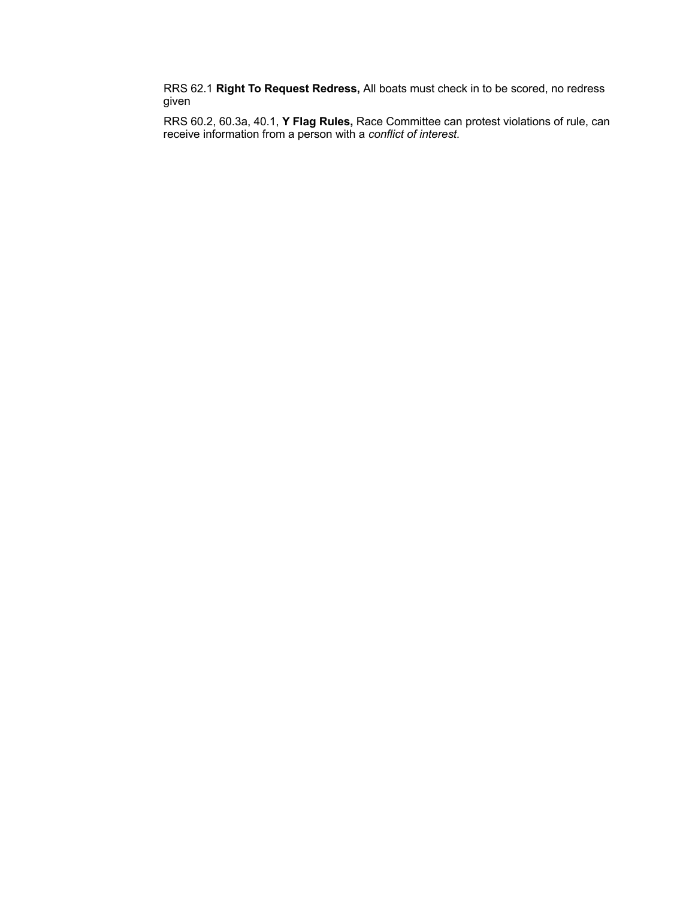RRS 62.1 **Right To Request Redress,** All boats must check in to be scored, no redress given

RRS 60.2, 60.3a, 40.1, **Y Flag Rules,** Race Committee can protest violations of rule, can receive information from a person with a *conflict of interest.*